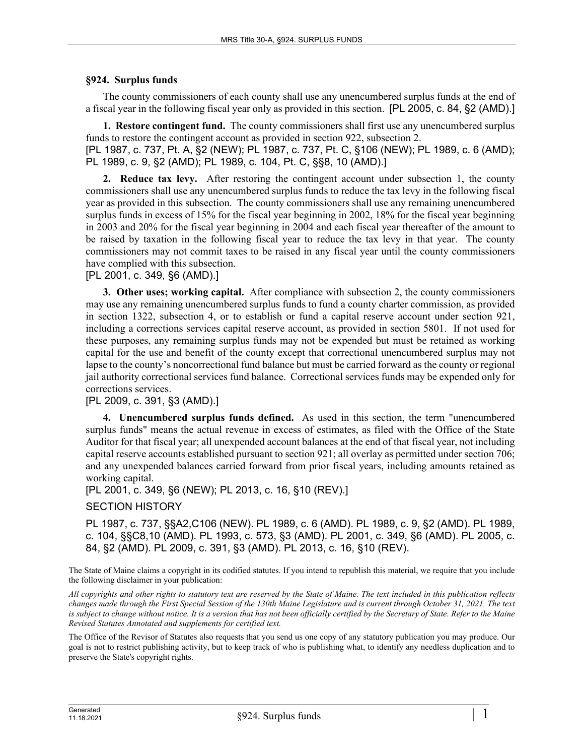## §924. Surplus funds

The county commissioners of each county shall use any unencumbered surplus funds at the end of a fiscal year in the following fiscal year only as provided in this section. [PL 2005, c. 84, §2 (AMD).]

**1. Restore contingent fund.** The county commissioners shall first use any unencumbered surplus funds to restore the contingent account as provided in section 922, subsection 2.

[PL 1987, c. 737, Pt. A, §2 (NEW); PL 1987, c. 737, Pt. C, §106 (NEW); PL 1989, c. 6 (AMD); PL 1989, c. 9, §2 (AMD); PL 1989, c. 104, Pt. C, §§8, 10 (AMD).]

**2. Reduce tax levy.** After restoring the contingent account under subsection 1, the county commissioners shall use any unencumbered surplus funds to reduce the tax levy in the following fiscal year as provided in this subsection. The county commissioners shall use any remaining unencumbered surplus funds in excess of 15% for the fiscal year beginning in 2002, 18% for the fiscal year beginning in 2003 and 20% for the fiscal year beginning in 2004 and each fiscal year thereafter of the amount to be raised by taxation in the following fiscal year to reduce the tax levy in that year. The county commissioners may not commit taxes to be raised in any fiscal year until the county commissioners have complied with this subsection.

[PL 2001, c. 349, §6 (AMD).]

**3. Other uses; working capital.** After compliance with subsection 2, the county commissioners may use any remaining unencumbered surplus funds to fund a county charter commission, as provided in section 1322, subsection 4, or to establish or fund a capital reserve account under section 921, including a corrections services capital reserve account, as provided in section 5801. If not used for these purposes, any remaining surplus funds may not be expended but must be retained as working capital for the use and benefit of the county except that correctional unencumbered surplus may not lapse to the county's noncorrectional fund balance but must be carried forward as the county or regional jail authority correctional services fund balance. Correctional services funds may be expended only for corrections services.

[PL 2009, c. 391, §3 (AMD).]

**4. Unencumbered surplus funds defined.** As used in this section, the term "unencumbered surplus funds" means the actual revenue in excess of estimates, as filed with the Office of the State Auditor for that fiscal year; all unexpended account balances at the end of that fiscal year, not including capital reserve accounts established pursuant to section 921; all overlay as permitted under section 706; and any unexpended balances carried forward from prior fiscal years, including amounts retained as working capital.

[PL 2001, c. 349, §6 (NEW); PL 2013, c. 16, §10 (REV).]

SECTION HISTORY

PL 1987, c. 737, §§A2,C106 (NEW). PL 1989, c. 6 (AMD). PL 1989, c. 9, §2 (AMD). PL 1989, c. 104, §§C8,10 (AMD). PL 1993, c. 573, §3 (AMD). PL 2001, c. 349, §6 (AMD). PL 2005, c. 84, §2 (AMD). PL 2009, c. 391, §3 (AMD). PL 2013, c. 16, §10 (REV).

The State of Maine claims a copyright in its codified statutes. If you intend to republish this material, we require that you include the following disclaimer in your publication:

*All copyrights and other rights to statutory text are reserved by the State of Maine. The text included in this publication reflects changes made through the First Special Session of the 130th Maine Legislature and is current through October 31, 2021. The text is subject to change without notice. It is a version that has not been officially certified by the Secretary of State. Refer to the Maine Revised Statutes Annotated and supplements for certified text.*

The Office of the Revisor of Statutes also requests that you send us one copy of any statutory publication you may produce. Our goal is not to restrict publishing activity, but to keep track of who is publishing what, to identify any needless duplication and to preserve the State's copyright rights.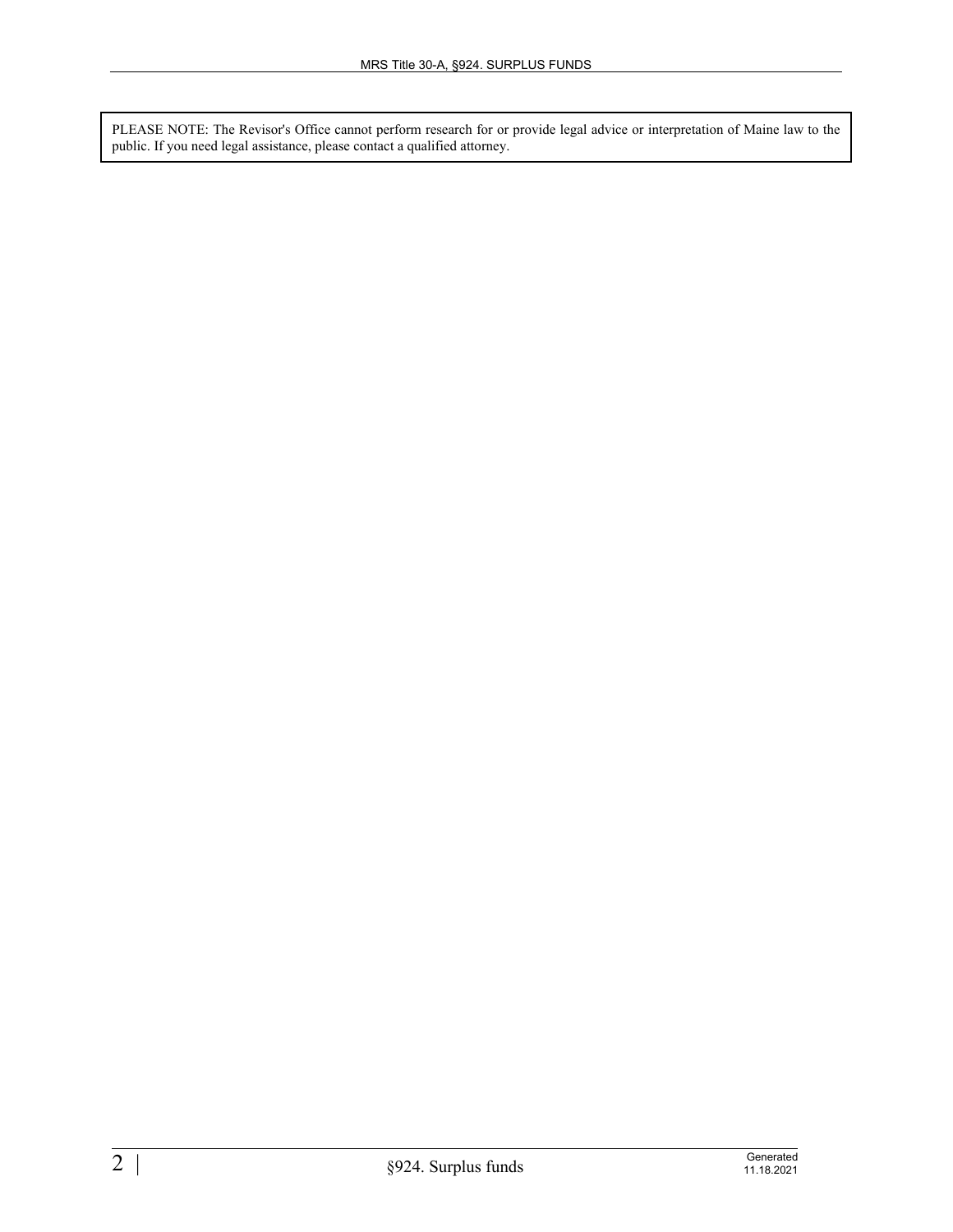PLEASE NOTE: The Revisor's Office cannot perform research for or provide legal advice or interpretation of Maine law to the public. If you need legal assistance, please contact a qualified attorney.